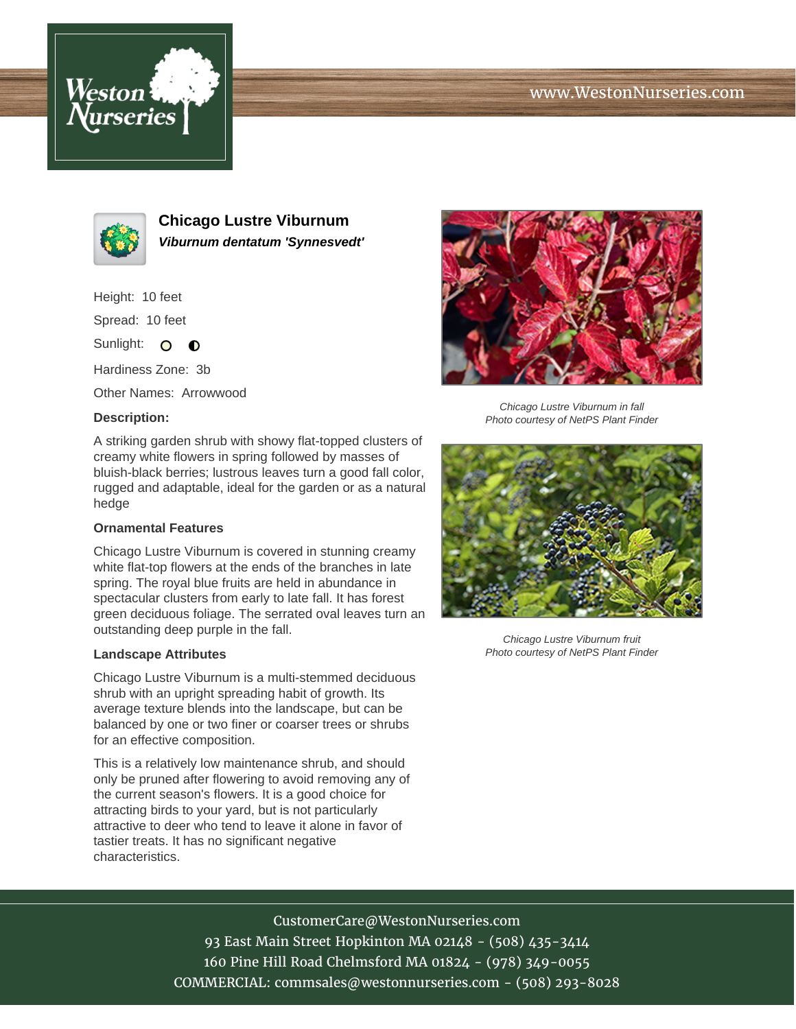# Chicago Lustre Viburnum

***Viburnum dentatum 'Synnesvedt'***

Height: 10 feet

Spread: 10 feet

Sunlight: ○ ◐

Hardiness Zone: 3b

Other Names: Arrowwood

**Description:**

A striking garden shrub with showy flat-topped clusters of creamy white flowers in spring followed by masses of bluish-black berries; lustrous leaves turn a good fall color, rugged and adaptable, ideal for the garden or as a natural hedge

### Ornamental Features

Chicago Lustre Viburnum is covered in stunning creamy white flat-top flowers at the ends of the branches in late spring. The royal blue fruits are held in abundance in spectacular clusters from early to late fall. It has forest green deciduous foliage. The serrated oval leaves turn an outstanding deep purple in the fall.

### Landscape Attributes

Chicago Lustre Viburnum is a multi-stemmed deciduous shrub with an upright spreading habit of growth. Its average texture blends into the landscape, but can be balanced by one or two finer or coarser trees or shrubs for an effective composition.

This is a relatively low maintenance shrub, and should only be pruned after flowering to avoid removing any of the current season's flowers. It is a good choice for attracting birds to your yard, but is not particularly attractive to deer who tend to leave it alone in favor of tastier treats. It has no significant negative characteristics.

*Chicago Lustre Viburnum in fall*
*Photo courtesy of NetPS Plant Finder*

*Chicago Lustre Viburnum fruit*
*Photo courtesy of NetPS Plant Finder*

CustomerCare@WestonNurseries.com
93 East Main Street Hopkinton MA 02148 - (508) 435-3414
160 Pine Hill Road Chelmsford MA 01824 - (978) 349-0055
COMMERCIAL: commsales@westonnurseries.com - (508) 293-8028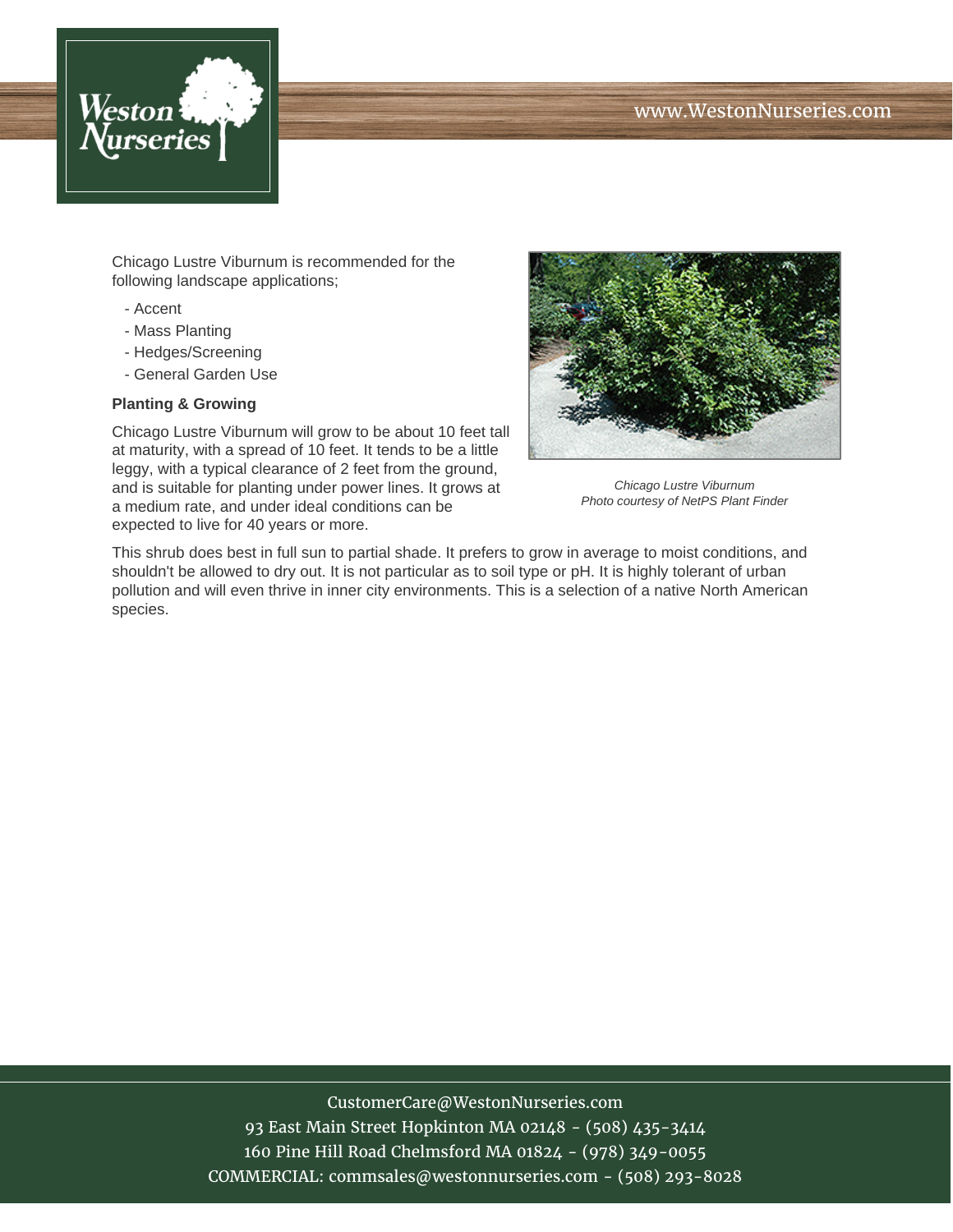Chicago Lustre Viburnum is recommended for the following landscape applications;

- Accent
- Mass Planting
- Hedges/Screening
- General Garden Use

*Chicago Lustre Viburnum*
*Photo courtesy of NetPS Plant Finder*

**Planting & Growing**

Chicago Lustre Viburnum will grow to be about 10 feet tall at maturity, with a spread of 10 feet. It tends to be a little leggy, with a typical clearance of 2 feet from the ground, and is suitable for planting under power lines. It grows at a medium rate, and under ideal conditions can be expected to live for 40 years or more.

This shrub does best in full sun to partial shade. It prefers to grow in average to moist conditions, and shouldn't be allowed to dry out. It is not particular as to soil type or pH. It is highly tolerant of urban pollution and will even thrive in inner city environments. This is a selection of a native North American species.